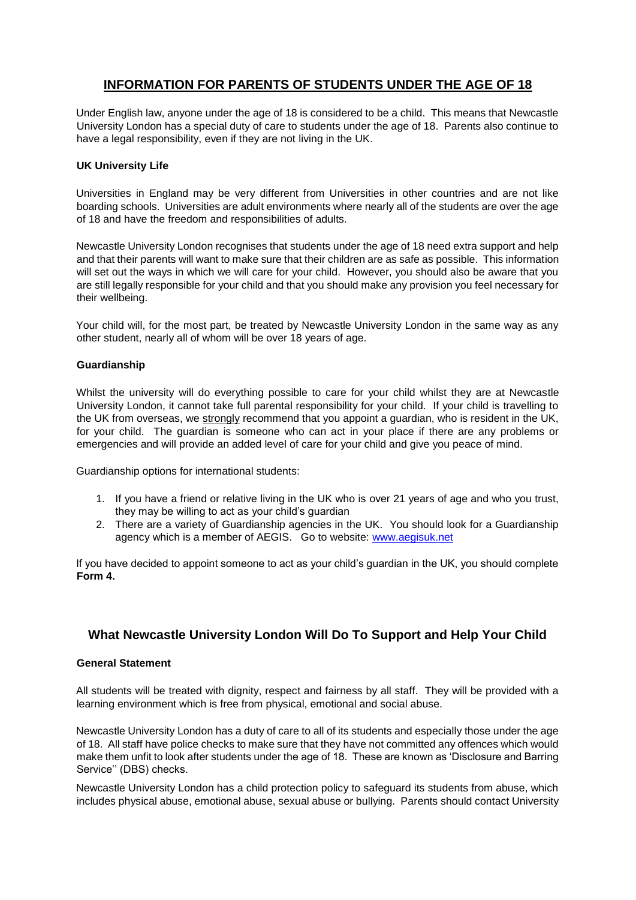# INFORMATION FOR PARENTS OF STUDENTS UNDER THE AGE OF 18

Under English law, anyone under the age of 18 is considered to be a child. This means that Newcastle University London has a special duty of care to students under the age of 18. Parents also continue to have a legal responsibility, even if they are not living in the UK.

### UK University Life

Universities in England may be very different from Universities in other countries and are not like boarding schools. Universities are adult environments where nearly all of the students are over the age of 18 and have the freedom and responsibilities of adults.

Newcastle University London recognises that students under the age of 18 need extra support and help and that their parents will want to make sure that their children are as safe as possible. This information will set out the ways in which we will care for your child. However, you should also be aware that you are still legally responsible for your child and that you should make any provision you feel necessary for their wellbeing.

Your child will, for the most part, be treated by Newcastle University London in the same way as any other student, nearly all of whom will be over 18 years of age.

### Guardianship

Whilst the university will do everything possible to care for your child whilst they are at Newcastle University London, it cannot take full parental responsibility for your child. If your child is travelling to the UK from overseas, we <u>strongly</u> recommend that you appoint a guardian, who is resident in the UK, for your child. The guardian is someone who can act in your place if there are any problems or emergencies and will provide an added level of care for your child and give you peace of mind.

Guardianship options for international students:

1. If you have a friend or relative living in the UK who is over 21 years of age and who you trust, they may be willing to act as your child's guardian
2. There are a variety of Guardianship agencies in the UK. You should look for a Guardianship agency which is a member of AEGIS. Go to website: [www.aegisuk.net](http://www.aegisuk.net)

If you have decided to appoint someone to act as your child's guardian in the UK, you should complete **Form 4.**

## What Newcastle University London Will Do To Support and Help Your Child

### General Statement

All students will be treated with dignity, respect and fairness by all staff. They will be provided with a learning environment which is free from physical, emotional and social abuse.

Newcastle University London has a duty of care to all of its students and especially those under the age of 18. All staff have police checks to make sure that they have not committed any offences which would make them unfit to look after students under the age of 18. These are known as 'Disclosure and Barring Service'' (DBS) checks.

Newcastle University London has a child protection policy to safeguard its students from abuse, which includes physical abuse, emotional abuse, sexual abuse or bullying. Parents should contact University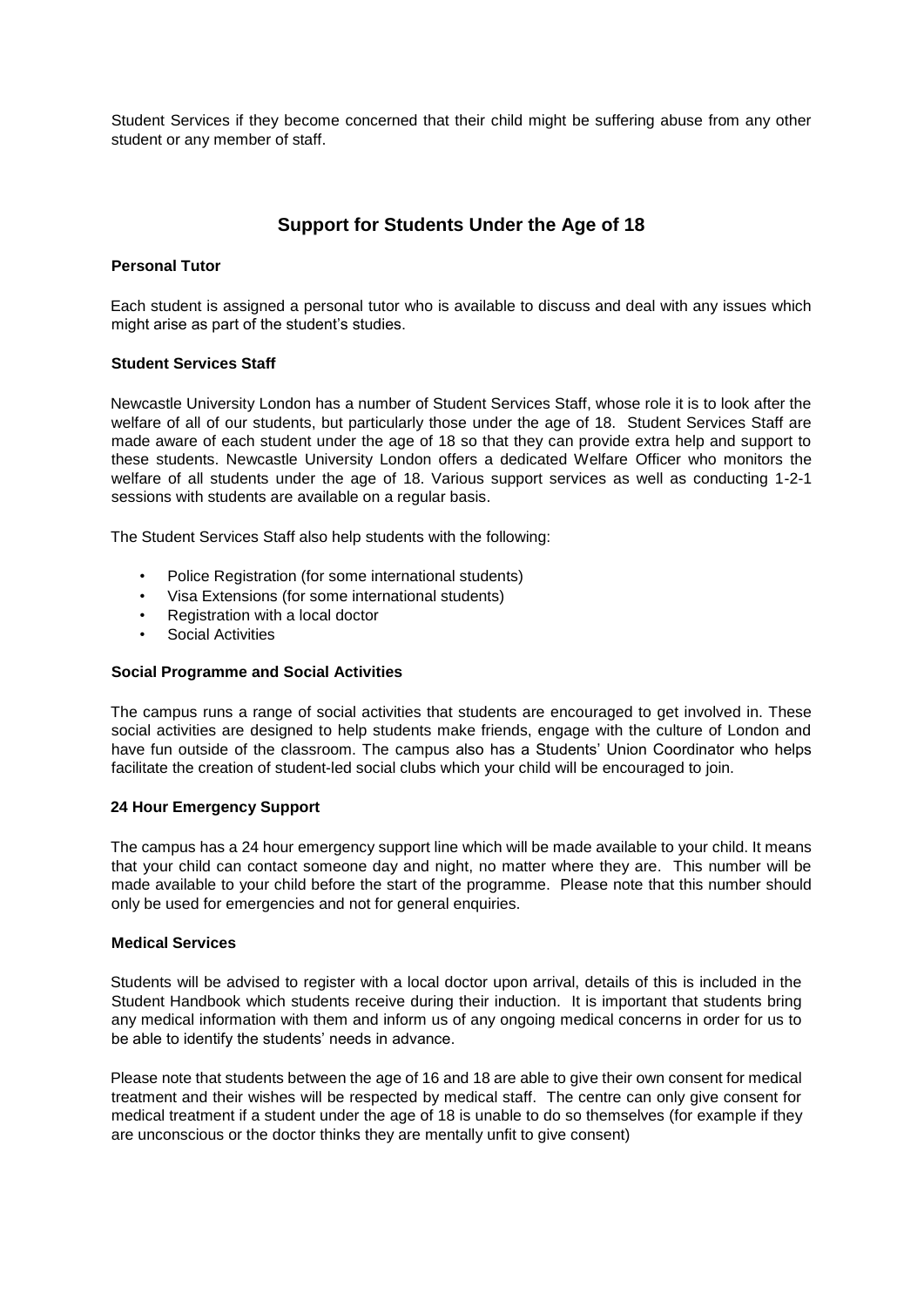Student Services if they become concerned that their child might be suffering abuse from any other student or any member of staff.

## Support for Students Under the Age of 18

**Personal Tutor**

Each student is assigned a personal tutor who is available to discuss and deal with any issues which might arise as part of the student's studies.

**Student Services Staff**

Newcastle University London has a number of Student Services Staff, whose role it is to look after the welfare of all of our students, but particularly those under the age of 18. Student Services Staff are made aware of each student under the age of 18 so that they can provide extra help and support to these students. Newcastle University London offers a dedicated Welfare Officer who monitors the welfare of all students under the age of 18. Various support services as well as conducting 1-2-1 sessions with students are available on a regular basis.

The Student Services Staff also help students with the following:

- Police Registration (for some international students)
- Visa Extensions (for some international students)
- Registration with a local doctor
- Social Activities

**Social Programme and Social Activities**

The campus runs a range of social activities that students are encouraged to get involved in. These social activities are designed to help students make friends, engage with the culture of London and have fun outside of the classroom. The campus also has a Students' Union Coordinator who helps facilitate the creation of student-led social clubs which your child will be encouraged to join.

**24 Hour Emergency Support**

The campus has a 24 hour emergency support line which will be made available to your child. It means that your child can contact someone day and night, no matter where they are. This number will be made available to your child before the start of the programme. Please note that this number should only be used for emergencies and not for general enquiries.

**Medical Services**

Students will be advised to register with a local doctor upon arrival, details of this is included in the Student Handbook which students receive during their induction. It is important that students bring any medical information with them and inform us of any ongoing medical concerns in order for us to be able to identify the students' needs in advance.

Please note that students between the age of 16 and 18 are able to give their own consent for medical treatment and their wishes will be respected by medical staff. The centre can only give consent for medical treatment if a student under the age of 18 is unable to do so themselves (for example if they are unconscious or the doctor thinks they are mentally unfit to give consent)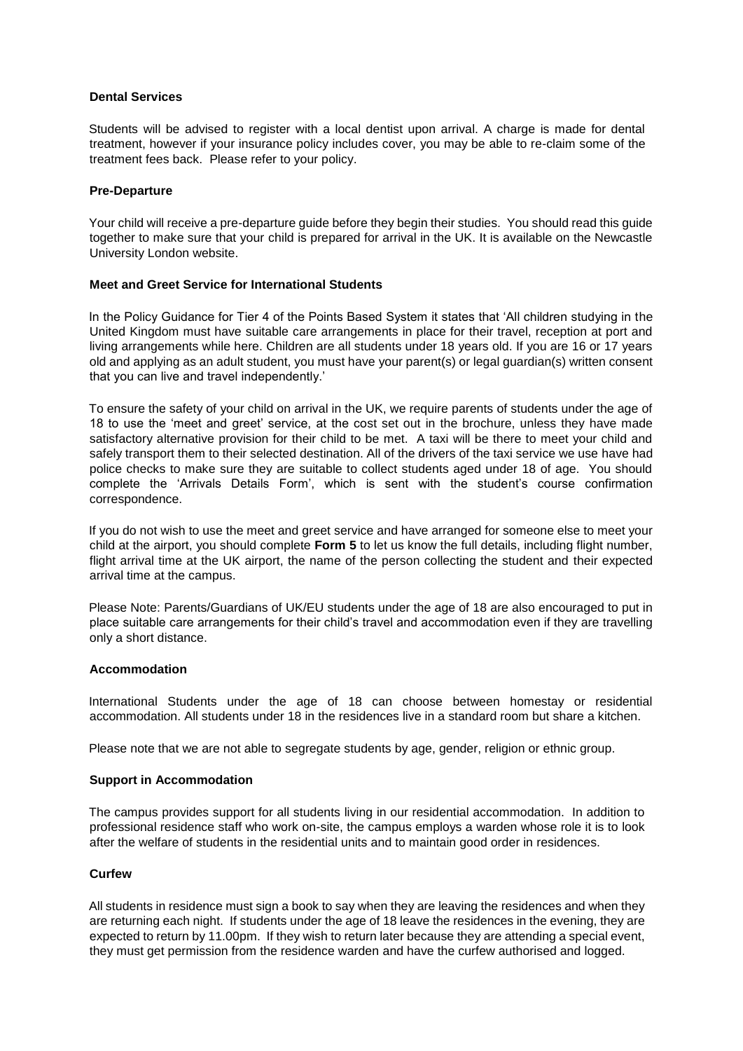**Dental Services**

Students will be advised to register with a local dentist upon arrival. A charge is made for dental treatment, however if your insurance policy includes cover, you may be able to re-claim some of the treatment fees back. Please refer to your policy.

**Pre-Departure**

Your child will receive a pre-departure guide before they begin their studies. You should read this guide together to make sure that your child is prepared for arrival in the UK. It is available on the Newcastle University London website.

**Meet and Greet Service for International Students**

In the Policy Guidance for Tier 4 of the Points Based System it states that 'All children studying in the United Kingdom must have suitable care arrangements in place for their travel, reception at port and living arrangements while here. Children are all students under 18 years old. If you are 16 or 17 years old and applying as an adult student, you must have your parent(s) or legal guardian(s) written consent that you can live and travel independently.'

To ensure the safety of your child on arrival in the UK, we require parents of students under the age of 18 to use the 'meet and greet' service, at the cost set out in the brochure, unless they have made satisfactory alternative provision for their child to be met. A taxi will be there to meet your child and safely transport them to their selected destination. All of the drivers of the taxi service we use have had police checks to make sure they are suitable to collect students aged under 18 of age. You should complete the 'Arrivals Details Form', which is sent with the student's course confirmation correspondence.

If you do not wish to use the meet and greet service and have arranged for someone else to meet your child at the airport, you should complete **Form 5** to let us know the full details, including flight number, flight arrival time at the UK airport, the name of the person collecting the student and their expected arrival time at the campus.

Please Note: Parents/Guardians of UK/EU students under the age of 18 are also encouraged to put in place suitable care arrangements for their child's travel and accommodation even if they are travelling only a short distance.

**Accommodation**

International Students under the age of 18 can choose between homestay or residential accommodation. All students under 18 in the residences live in a standard room but share a kitchen.

Please note that we are not able to segregate students by age, gender, religion or ethnic group.

**Support in Accommodation**

The campus provides support for all students living in our residential accommodation. In addition to professional residence staff who work on-site, the campus employs a warden whose role it is to look after the welfare of students in the residential units and to maintain good order in residences.

**Curfew**

All students in residence must sign a book to say when they are leaving the residences and when they are returning each night. If students under the age of 18 leave the residences in the evening, they are expected to return by 11.00pm. If they wish to return later because they are attending a special event, they must get permission from the residence warden and have the curfew authorised and logged.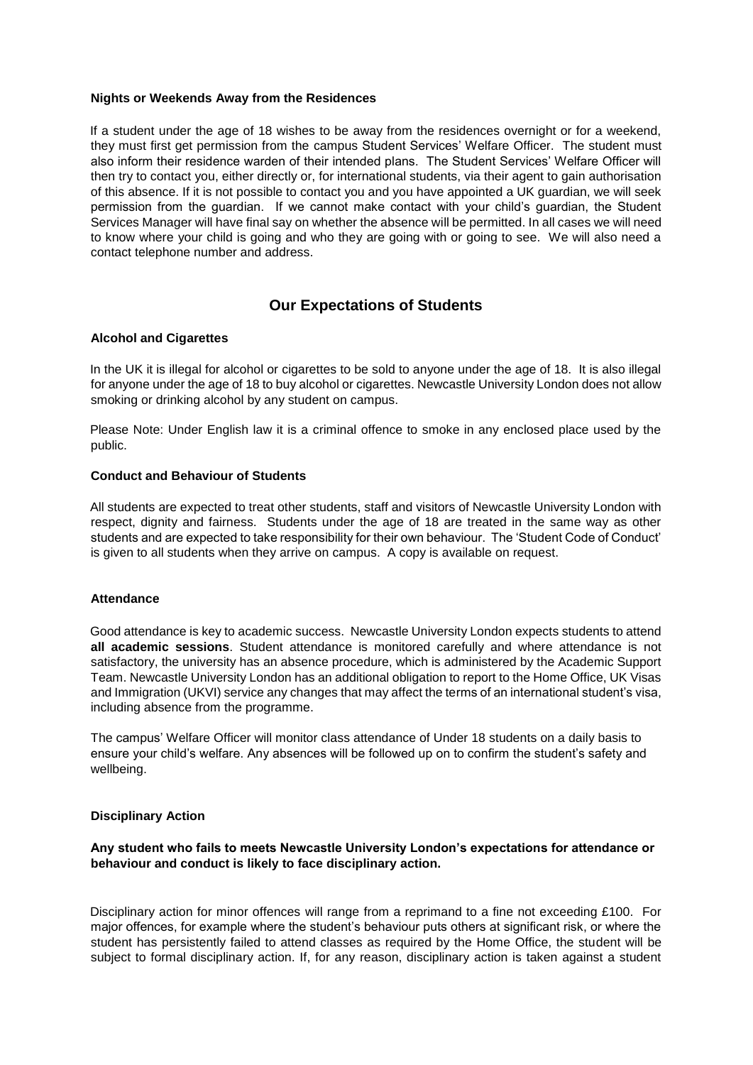**Nights or Weekends Away from the Residences**

If a student under the age of 18 wishes to be away from the residences overnight or for a weekend, they must first get permission from the campus Student Services' Welfare Officer. The student must also inform their residence warden of their intended plans. The Student Services' Welfare Officer will then try to contact you, either directly or, for international students, via their agent to gain authorisation of this absence. If it is not possible to contact you and you have appointed a UK guardian, we will seek permission from the guardian. If we cannot make contact with your child's guardian, the Student Services Manager will have final say on whether the absence will be permitted. In all cases we will need to know where your child is going and who they are going with or going to see. We will also need a contact telephone number and address.

## Our Expectations of Students

**Alcohol and Cigarettes**

In the UK it is illegal for alcohol or cigarettes to be sold to anyone under the age of 18. It is also illegal for anyone under the age of 18 to buy alcohol or cigarettes. Newcastle University London does not allow smoking or drinking alcohol by any student on campus.

Please Note: Under English law it is a criminal offence to smoke in any enclosed place used by the public.

**Conduct and Behaviour of Students**

All students are expected to treat other students, staff and visitors of Newcastle University London with respect, dignity and fairness. Students under the age of 18 are treated in the same way as other students and are expected to take responsibility for their own behaviour. The 'Student Code of Conduct' is given to all students when they arrive on campus. A copy is available on request.

**Attendance**

Good attendance is key to academic success. Newcastle University London expects students to attend **all academic sessions**. Student attendance is monitored carefully and where attendance is not satisfactory, the university has an absence procedure, which is administered by the Academic Support Team. Newcastle University London has an additional obligation to report to the Home Office, UK Visas and Immigration (UKVI) service any changes that may affect the terms of an international student's visa, including absence from the programme.

The campus' Welfare Officer will monitor class attendance of Under 18 students on a daily basis to ensure your child's welfare. Any absences will be followed up on to confirm the student's safety and wellbeing.

**Disciplinary Action**

**Any student who fails to meets Newcastle University London's expectations for attendance or behaviour and conduct is likely to face disciplinary action.**

Disciplinary action for minor offences will range from a reprimand to a fine not exceeding £100. For major offences, for example where the student's behaviour puts others at significant risk, or where the student has persistently failed to attend classes as required by the Home Office, the student will be subject to formal disciplinary action. If, for any reason, disciplinary action is taken against a student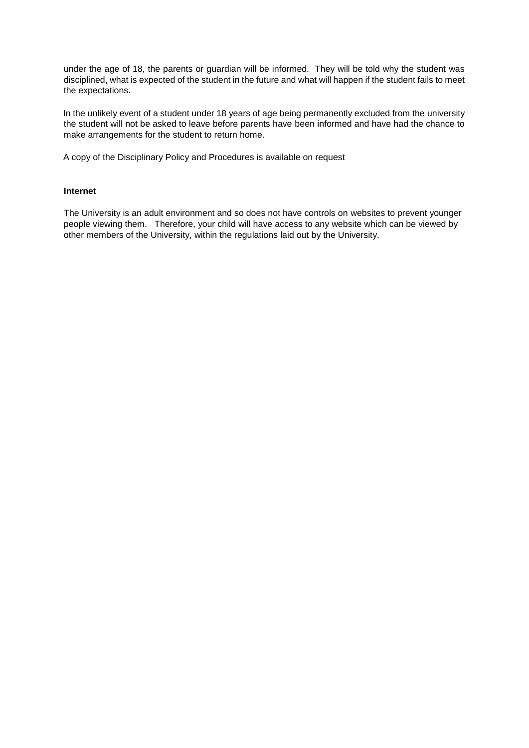under the age of 18, the parents or guardian will be informed. They will be told why the student was disciplined, what is expected of the student in the future and what will happen if the student fails to meet the expectations.

In the unlikely event of a student under 18 years of age being permanently excluded from the university the student will not be asked to leave before parents have been informed and have had the chance to make arrangements for the student to return home.

A copy of the Disciplinary Policy and Procedures is available on request

**Internet**

The University is an adult environment and so does not have controls on websites to prevent younger people viewing them. Therefore, your child will have access to any website which can be viewed by other members of the University, within the regulations laid out by the University.